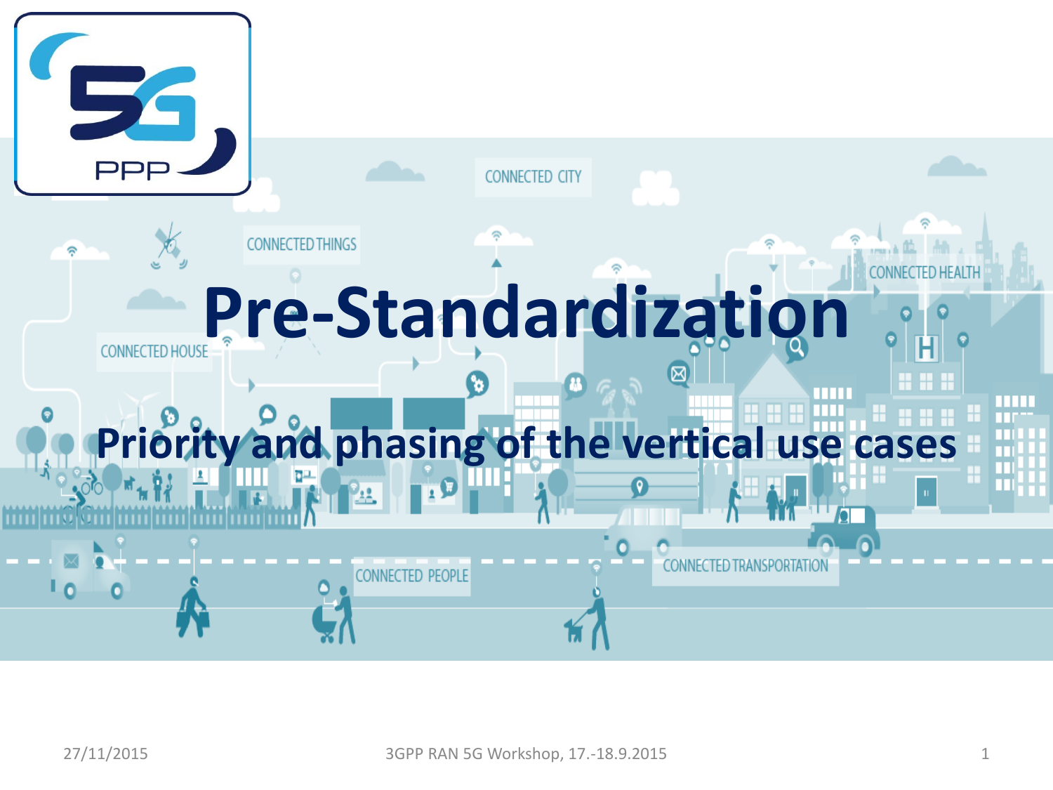# Pre-Standardization

## Priority and phasing of the vertical use cases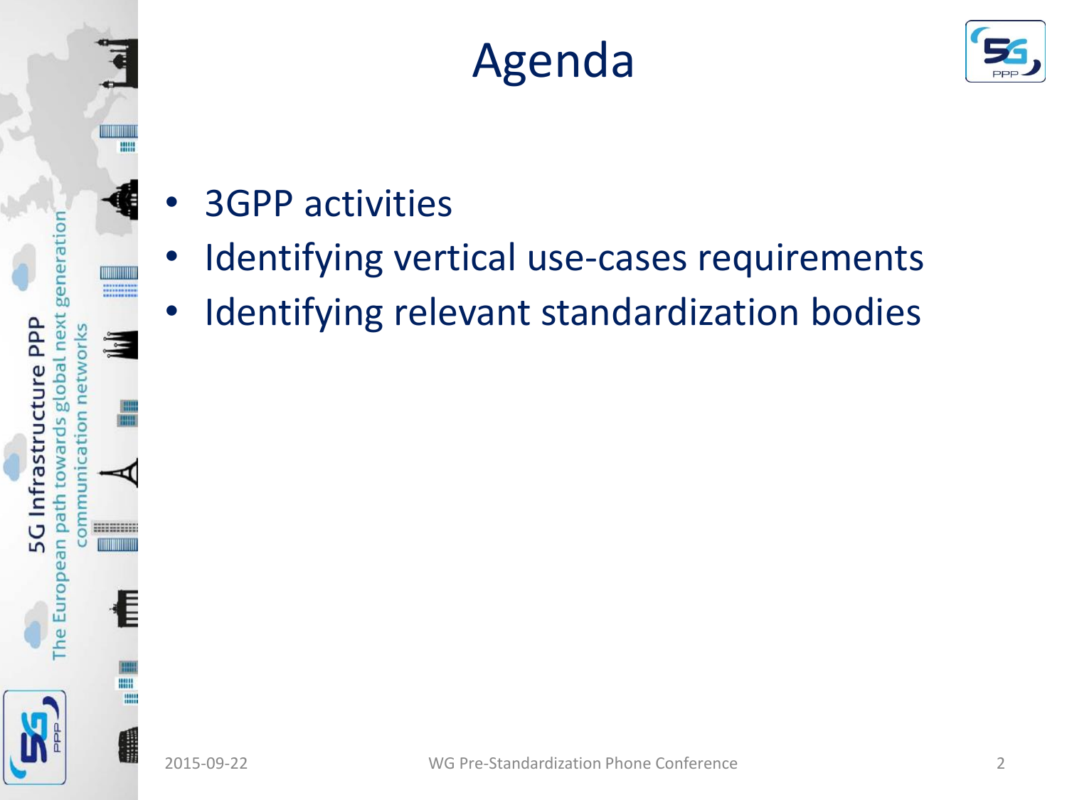# Agenda

- 3GPP activities
- Identifying vertical use-cases requirements
- Identifying relevant standardization bodies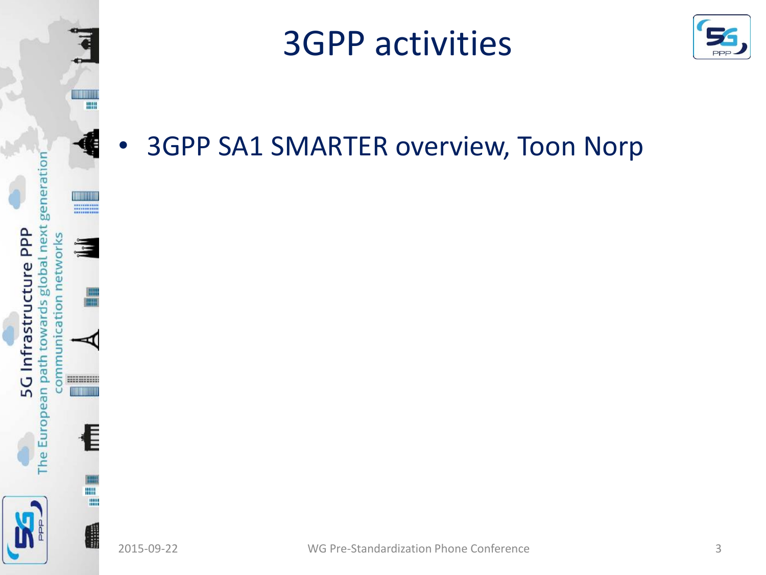# 3GPP activities

- 3GPP SA1 SMARTER overview, Toon Norp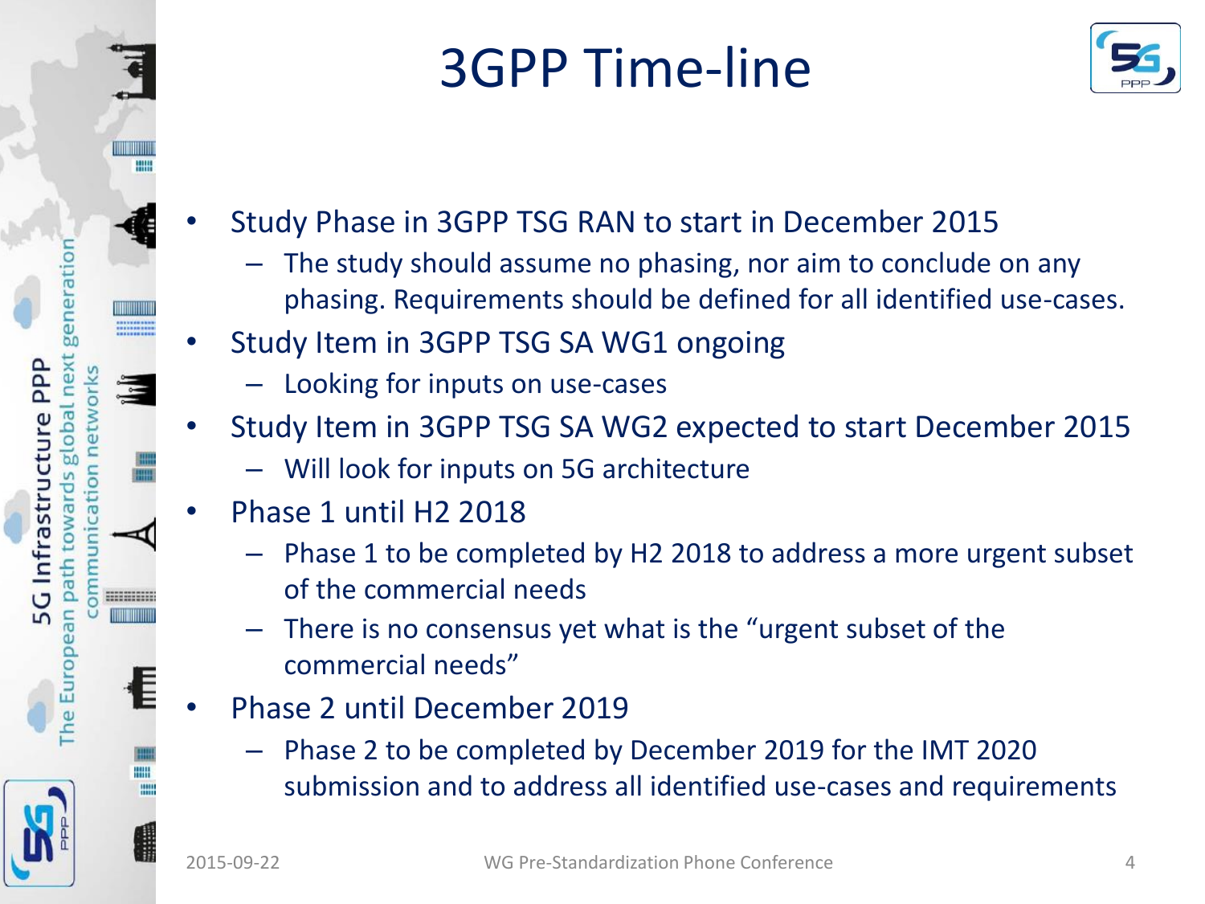# 3GPP Time-line

- Study Phase in 3GPP TSG RAN to start in December 2015
  - The study should assume no phasing, nor aim to conclude on any phasing. Requirements should be defined for all identified use-cases.
- Study Item in 3GPP TSG SA WG1 ongoing
  - Looking for inputs on use-cases
- Study Item in 3GPP TSG SA WG2 expected to start December 2015
  - Will look for inputs on 5G architecture
- Phase 1 until H2 2018
  - Phase 1 to be completed by H2 2018 to address a more urgent subset of the commercial needs
  - There is no consensus yet what is the "urgent subset of the commercial needs"
- Phase 2 until December 2019
  - Phase 2 to be completed by December 2019 for the IMT 2020 submission and to address all identified use-cases and requirements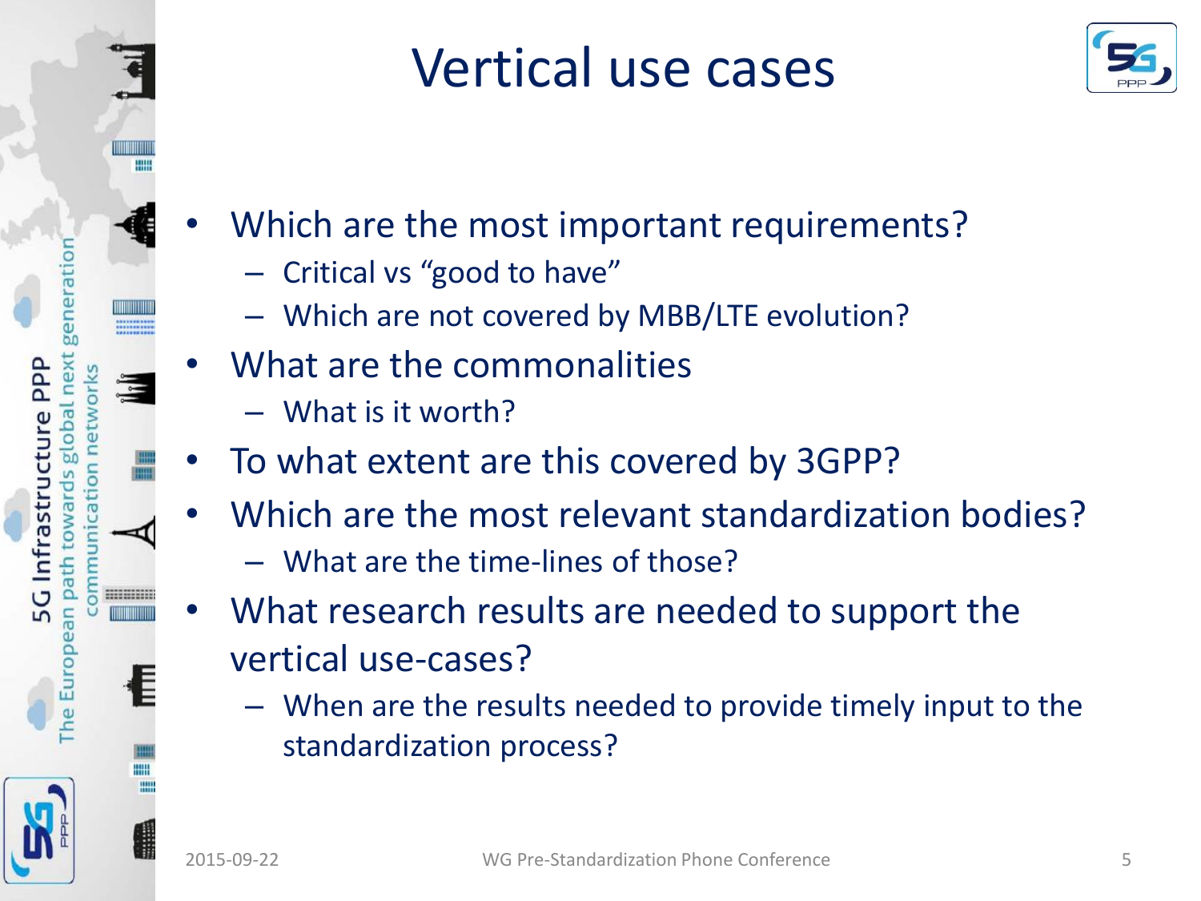# Vertical use cases

- Which are the most important requirements?
  - Critical vs “good to have”
  - Which are not covered by MBB/LTE evolution?
- What are the commonalities
  - What is it worth?
- To what extent are this covered by 3GPP?
- Which are the most relevant standardization bodies?
  - What are the time-lines of those?
- What research results are needed to support the vertical use-cases?
  - When are the results needed to provide timely input to the standardization process?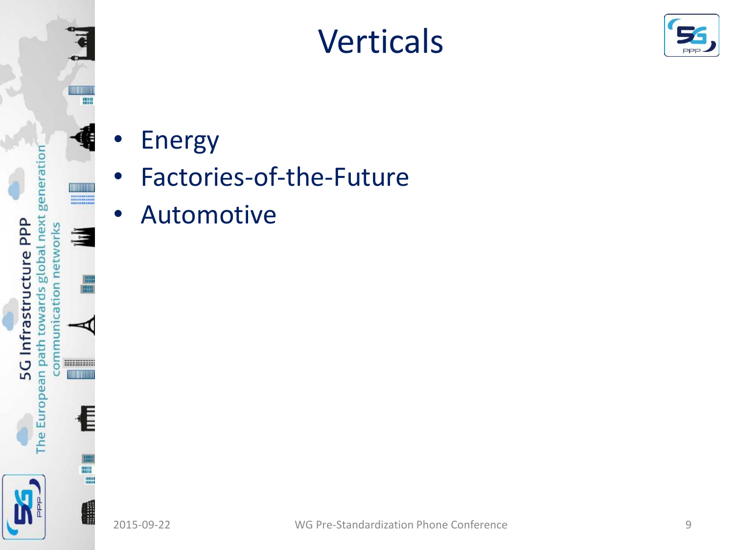# Verticals

- Energy
- Factories-of-the-Future
- Automotive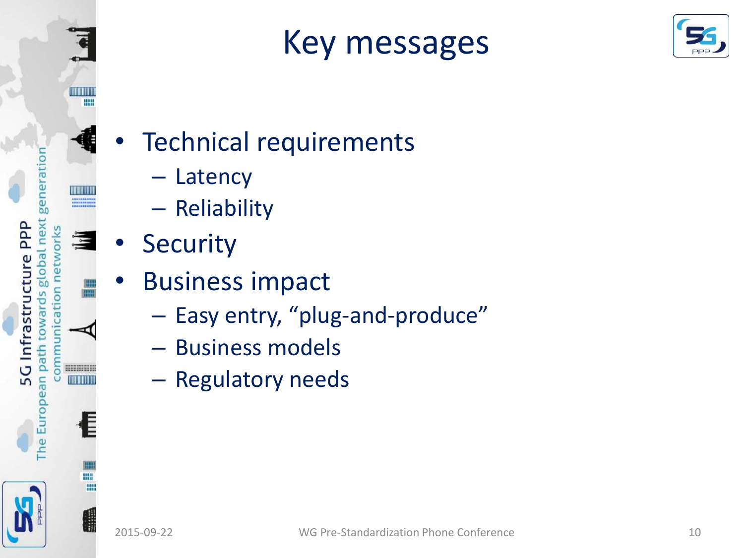# Key messages

- Technical requirements
  - Latency
  - Reliability
- Security
- Business impact
  - Easy entry, “plug-and-produce”
  - Business models
  - Regulatory needs